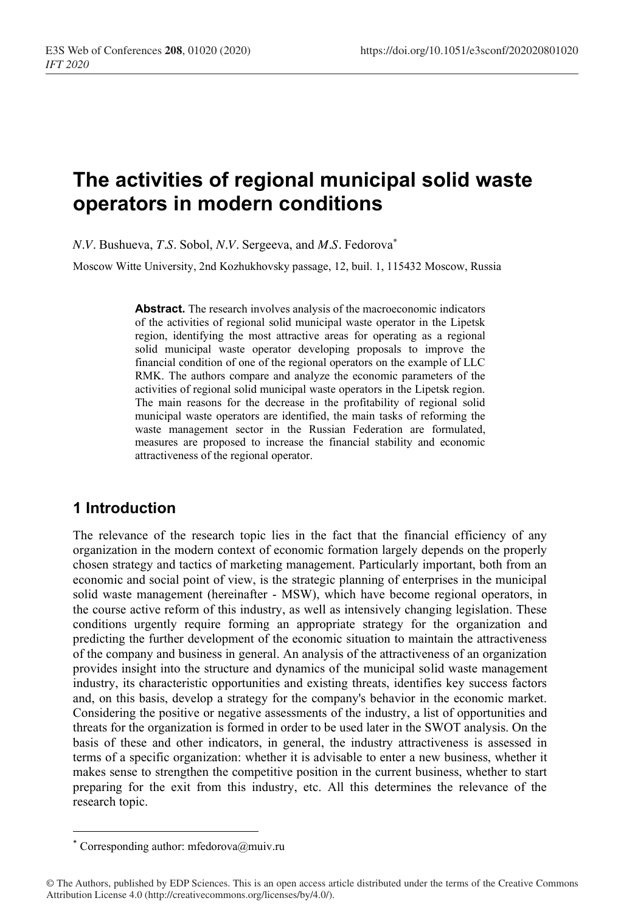# The activities of regional municipal solid waste operators in modern conditions

*N.V*. Bushueva, *T.S*. Sobol, *N.V*. Sergeeva, and *M.S*. Fedorova[*]

Moscow Witte University, 2nd Kozhukhovsky passage, 12, buil. 1, 115432 Moscow, Russia

**Abstract.** The research involves analysis of the macroeconomic indicators of the activities of regional solid municipal waste operator in the Lipetsk region, identifying the most attractive areas for operating as a regional solid municipal waste operator developing proposals to improve the financial condition of one of the regional operators on the example of LLC RMK. The authors compare and analyze the economic parameters of the activities of regional solid municipal waste operators in the Lipetsk region. The main reasons for the decrease in the profitability of regional solid municipal waste operators are identified, the main tasks of reforming the waste management sector in the Russian Federation are formulated, measures are proposed to increase the financial stability and economic attractiveness of the regional operator.

## 1 Introduction

The relevance of the research topic lies in the fact that the financial efficiency of any organization in the modern context of economic formation largely depends on the properly chosen strategy and tactics of marketing management. Particularly important, both from an economic and social point of view, is the strategic planning of enterprises in the municipal solid waste management (hereinafter - MSW), which have become regional operators, in the course active reform of this industry, as well as intensively changing legislation. These conditions urgently require forming an appropriate strategy for the organization and predicting the further development of the economic situation to maintain the attractiveness of the company and business in general. An analysis of the attractiveness of an organization provides insight into the structure and dynamics of the municipal solid waste management industry, its characteristic opportunities and existing threats, identifies key success factors and, on this basis, develop a strategy for the company's behavior in the economic market. Considering the positive or negative assessments of the industry, a list of opportunities and threats for the organization is formed in order to be used later in the SWOT analysis. On the basis of these and other indicators, in general, the industry attractiveness is assessed in terms of a specific organization: whether it is advisable to enter a new business, whether it makes sense to strengthen the competitive position in the current business, whether to start preparing for the exit from this industry, etc. All this determines the relevance of the research topic.

[*] Corresponding author: mfedorova@muiv.ru

© The Authors, published by EDP Sciences. This is an open access article distributed under the terms of the Creative Commons Attribution License 4.0 (http://creativecommons.org/licenses/by/4.0/).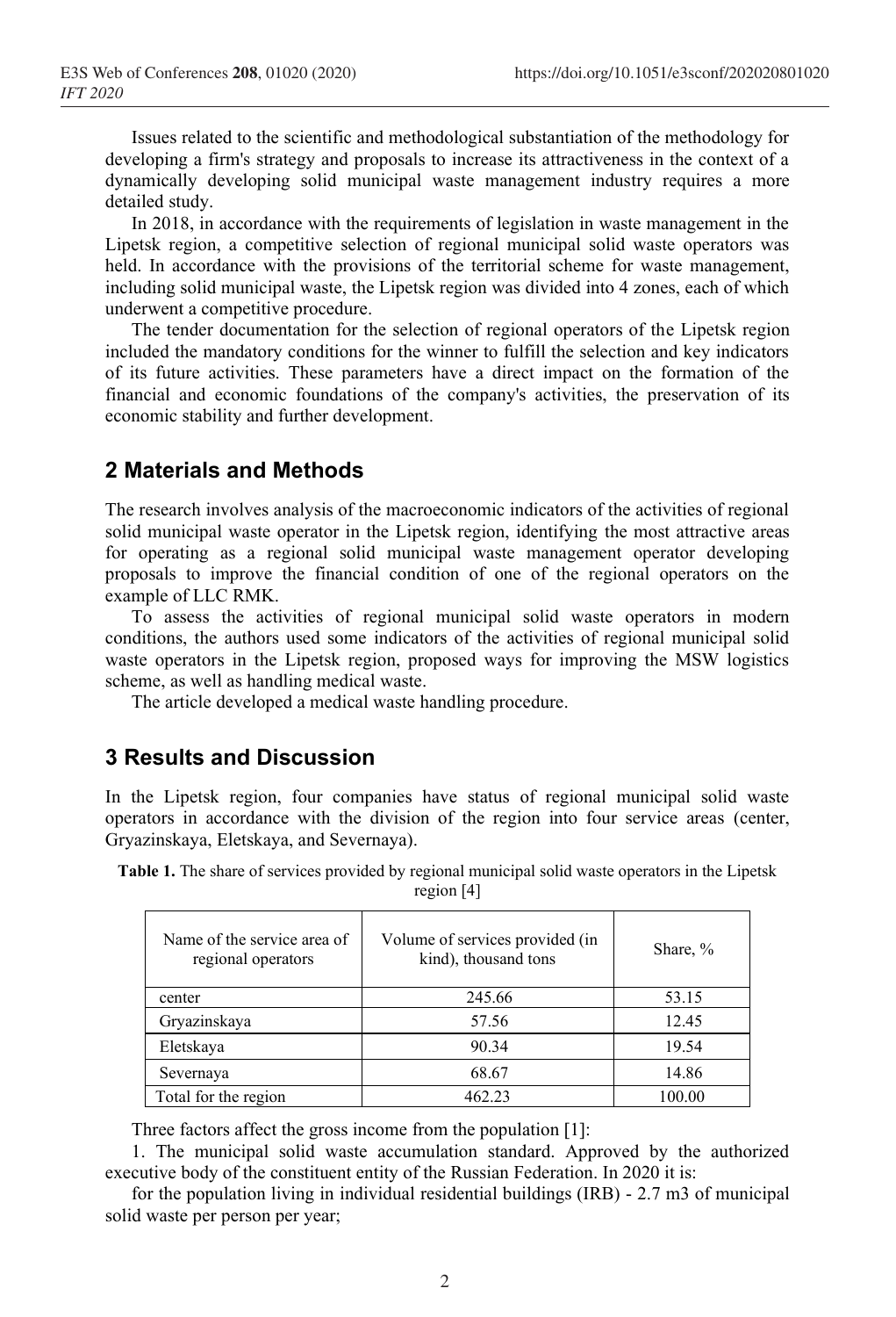Issues related to the scientific and methodological substantiation of the methodology for developing a firm's strategy and proposals to increase its attractiveness in the context of a dynamically developing solid municipal waste management industry requires a more detailed study.

In 2018, in accordance with the requirements of legislation in waste management in the Lipetsk region, a competitive selection of regional municipal solid waste operators was held. In accordance with the provisions of the territorial scheme for waste management, including solid municipal waste, the Lipetsk region was divided into 4 zones, each of which underwent a competitive procedure.

The tender documentation for the selection of regional operators of the Lipetsk region included the mandatory conditions for the winner to fulfill the selection and key indicators of its future activities. These parameters have a direct impact on the formation of the financial and economic foundations of the company's activities, the preservation of its economic stability and further development.

## 2 Materials and Methods

The research involves analysis of the macroeconomic indicators of the activities of regional solid municipal waste operator in the Lipetsk region, identifying the most attractive areas for operating as a regional solid municipal waste management operator developing proposals to improve the financial condition of one of the regional operators on the example of LLC RMK.

To assess the activities of regional municipal solid waste operators in modern conditions, the authors used some indicators of the activities of regional municipal solid waste operators in the Lipetsk region, proposed ways for improving the MSW logistics scheme, as well as handling medical waste.

The article developed a medical waste handling procedure.

## 3 Results and Discussion

In the Lipetsk region, four companies have status of regional municipal solid waste operators in accordance with the division of the region into four service areas (center, Gryazinskaya, Eletskaya, and Severnaya).

**Table 1.** The share of services provided by regional municipal solid waste operators in the Lipetsk region [4]

| Name of the service area of regional operators | Volume of services provided (in kind), thousand tons | Share, % |
|---|---|---|
| center | 245.66 | 53.15 |
| Gryazinskaya | 57.56 | 12.45 |
| Eletskaya | 90.34 | 19.54 |
| Severnaya | 68.67 | 14.86 |
| Total for the region | 462.23 | 100.00 |

Three factors affect the gross income from the population [1]:

1. The municipal solid waste accumulation standard. Approved by the authorized executive body of the constituent entity of the Russian Federation. In 2020 it is:

for the population living in individual residential buildings (IRB) - 2.7 m3 of municipal solid waste per person per year;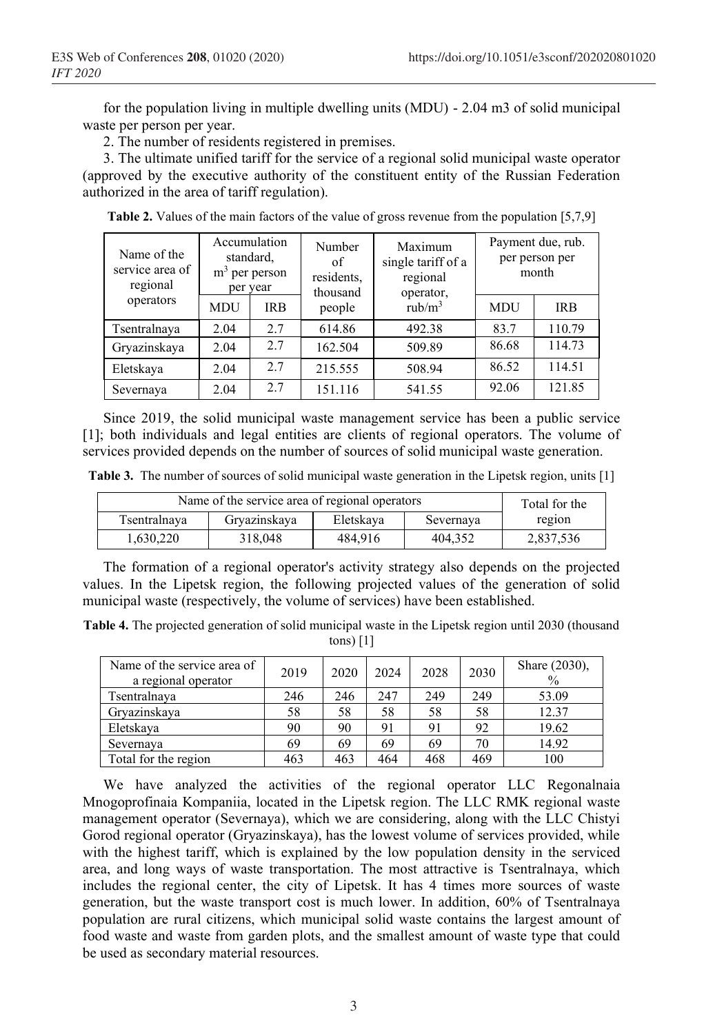for the population living in multiple dwelling units (MDU) - 2.04 m3 of solid municipal waste per person per year.

2. The number of residents registered in premises.

3. The ultimate unified tariff for the service of a regional solid municipal waste operator (approved by the executive authority of the constituent entity of the Russian Federation authorized in the area of tariff regulation).

**Table 2.** Values of the main factors of the value of gross revenue from the population [5,7,9]

| Name of the service area of regional operators | Accumulation standard, $m^3$ per person per year | | Number of residents, thousand people | Maximum single tariff of a regional operator, rub/$m^3$ | Payment due, rub. per person per month | |
|---|---|---|---|---|---|---|
| | MDU | IRB | | | MDU | IRB |
| Tsentralnaya | 2.04 | 2.7 | 614.86 | 492.38 | 83.7 | 110.79 |
| Gryazinskaya | 2.04 | 2.7 | 162.504 | 509.89 | 86.68 | 114.73 |
| Eletskaya | 2.04 | 2.7 | 215.555 | 508.94 | 86.52 | 114.51 |
| Severnaya | 2.04 | 2.7 | 151.116 | 541.55 | 92.06 | 121.85 |

Since 2019, the solid municipal waste management service has been a public service [1]; both individuals and legal entities are clients of regional operators. The volume of services provided depends on the number of sources of solid municipal waste generation.

**Table 3.** The number of sources of solid municipal waste generation in the Lipetsk region, units [1]

| Name of the service area of regional operators | | | | Total for the region |
|---|---|---|---|---|
| Tsentralnaya | Gryazinskaya | Eletskaya | Severnaya | |
| 1,630,220 | 318,048 | 484,916 | 404,352 | 2,837,536 |

The formation of a regional operator's activity strategy also depends on the projected values. In the Lipetsk region, the following projected values of the generation of solid municipal waste (respectively, the volume of services) have been established.

**Table 4.** The projected generation of solid municipal waste in the Lipetsk region until 2030 (thousand tons) [1]

| Name of the service area of a regional operator | 2019 | 2020 | 2024 | 2028 | 2030 | Share (2030), % |
|---|---|---|---|---|---|---|
| Tsentralnaya | 246 | 246 | 247 | 249 | 249 | 53.09 |
| Gryazinskaya | 58 | 58 | 58 | 58 | 58 | 12.37 |
| Eletskaya | 90 | 90 | 91 | 91 | 92 | 19.62 |
| Severnaya | 69 | 69 | 69 | 69 | 70 | 14.92 |
| Total for the region | 463 | 463 | 464 | 468 | 469 | 100 |

We have analyzed the activities of the regional operator LLC Regonalnaia Mnogoprofinaia Kompaniia, located in the Lipetsk region. The LLC RMK regional waste management operator (Severnaya), which we are considering, along with the LLC Chistyi Gorod regional operator (Gryazinskaya), has the lowest volume of services provided, while with the highest tariff, which is explained by the low population density in the serviced area, and long ways of waste transportation. The most attractive is Tsentralnaya, which includes the regional center, the city of Lipetsk. It has 4 times more sources of waste generation, but the waste transport cost is much lower. In addition, 60% of Tsentralnaya population are rural citizens, which municipal solid waste contains the largest amount of food waste and waste from garden plots, and the smallest amount of waste type that could be used as secondary material resources.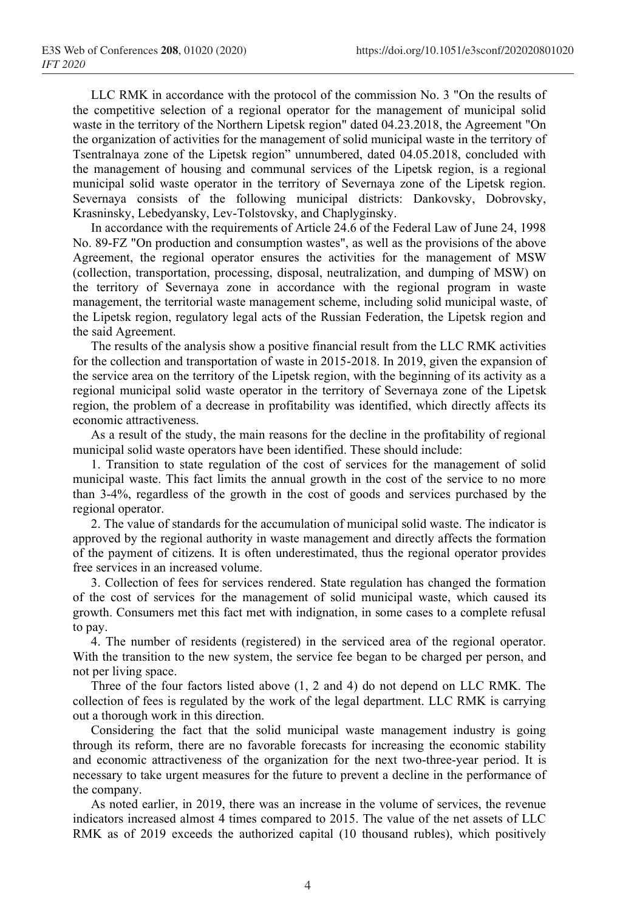LLC RMK in accordance with the protocol of the commission No. 3 "On the results of the competitive selection of a regional operator for the management of municipal solid waste in the territory of the Northern Lipetsk region" dated 04.23.2018, the Agreement "On the organization of activities for the management of solid municipal waste in the territory of Tsentralnaya zone of the Lipetsk region" unnumbered, dated 04.05.2018, concluded with the management of housing and communal services of the Lipetsk region, is a regional municipal solid waste operator in the territory of Severnaya zone of the Lipetsk region. Severnaya consists of the following municipal districts: Dankovsky, Dobrovsky, Krasninsky, Lebedyansky, Lev-Tolstovsky, and Chaplyginsky.

In accordance with the requirements of Article 24.6 of the Federal Law of June 24, 1998 No. 89-FZ "On production and consumption wastes", as well as the provisions of the above Agreement, the regional operator ensures the activities for the management of MSW (collection, transportation, processing, disposal, neutralization, and dumping of MSW) on the territory of Severnaya zone in accordance with the regional program in waste management, the territorial waste management scheme, including solid municipal waste, of the Lipetsk region, regulatory legal acts of the Russian Federation, the Lipetsk region and the said Agreement.

The results of the analysis show a positive financial result from the LLC RMK activities for the collection and transportation of waste in 2015-2018. In 2019, given the expansion of the service area on the territory of the Lipetsk region, with the beginning of its activity as a regional municipal solid waste operator in the territory of Severnaya zone of the Lipetsk region, the problem of a decrease in profitability was identified, which directly affects its economic attractiveness.

As a result of the study, the main reasons for the decline in the profitability of regional municipal solid waste operators have been identified. These should include:

1. Transition to state regulation of the cost of services for the management of solid municipal waste. This fact limits the annual growth in the cost of the service to no more than 3-4%, regardless of the growth in the cost of goods and services purchased by the regional operator.
2. The value of standards for the accumulation of municipal solid waste. The indicator is approved by the regional authority in waste management and directly affects the formation of the payment of citizens. It is often underestimated, thus the regional operator provides free services in an increased volume.
3. Collection of fees for services rendered. State regulation has changed the formation of the cost of services for the management of solid municipal waste, which caused its growth. Consumers met this fact met with indignation, in some cases to a complete refusal to pay.
4. The number of residents (registered) in the serviced area of the regional operator. With the transition to the new system, the service fee began to be charged per person, and not per living space.

Three of the four factors listed above (1, 2 and 4) do not depend on LLC RMK. The collection of fees is regulated by the work of the legal department. LLC RMK is carrying out a thorough work in this direction.

Considering the fact that the solid municipal waste management industry is going through its reform, there are no favorable forecasts for increasing the economic stability and economic attractiveness of the organization for the next two-three-year period. It is necessary to take urgent measures for the future to prevent a decline in the performance of the company.

As noted earlier, in 2019, there was an increase in the volume of services, the revenue indicators increased almost 4 times compared to 2015. The value of the net assets of LLC RMK as of 2019 exceeds the authorized capital (10 thousand rubles), which positively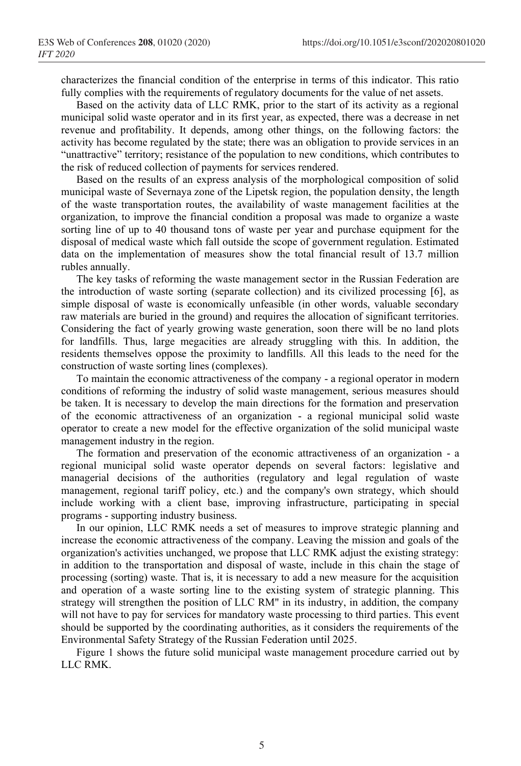characterizes the financial condition of the enterprise in terms of this indicator. This ratio fully complies with the requirements of regulatory documents for the value of net assets.

Based on the activity data of LLC RMK, prior to the start of its activity as a regional municipal solid waste operator and in its first year, as expected, there was a decrease in net revenue and profitability. It depends, among other things, on the following factors: the activity has become regulated by the state; there was an obligation to provide services in an "unattractive" territory; resistance of the population to new conditions, which contributes to the risk of reduced collection of payments for services rendered.

Based on the results of an express analysis of the morphological composition of solid municipal waste of Severnaya zone of the Lipetsk region, the population density, the length of the waste transportation routes, the availability of waste management facilities at the organization, to improve the financial condition a proposal was made to organize a waste sorting line of up to 40 thousand tons of waste per year and purchase equipment for the disposal of medical waste which fall outside the scope of government regulation. Estimated data on the implementation of measures show the total financial result of 13.7 million rubles annually.

The key tasks of reforming the waste management sector in the Russian Federation are the introduction of waste sorting (separate collection) and its civilized processing [6], as simple disposal of waste is economically unfeasible (in other words, valuable secondary raw materials are buried in the ground) and requires the allocation of significant territories. Considering the fact of yearly growing waste generation, soon there will be no land plots for landfills. Thus, large megacities are already struggling with this. In addition, the residents themselves oppose the proximity to landfills. All this leads to the need for the construction of waste sorting lines (complexes).

To maintain the economic attractiveness of the company - a regional operator in modern conditions of reforming the industry of solid waste management, serious measures should be taken. It is necessary to develop the main directions for the formation and preservation of the economic attractiveness of an organization - a regional municipal solid waste operator to create a new model for the effective organization of the solid municipal waste management industry in the region.

The formation and preservation of the economic attractiveness of an organization - a regional municipal solid waste operator depends on several factors: legislative and managerial decisions of the authorities (regulatory and legal regulation of waste management, regional tariff policy, etc.) and the company's own strategy, which should include working with a client base, improving infrastructure, participating in special programs - supporting industry business.

In our opinion, LLC RMK needs a set of measures to improve strategic planning and increase the economic attractiveness of the company. Leaving the mission and goals of the organization's activities unchanged, we propose that LLC RMK adjust the existing strategy: in addition to the transportation and disposal of waste, include in this chain the stage of processing (sorting) waste. That is, it is necessary to add a new measure for the acquisition and operation of a waste sorting line to the existing system of strategic planning. This strategy will strengthen the position of LLC RM" in its industry, in addition, the company will not have to pay for services for mandatory waste processing to third parties. This event should be supported by the coordinating authorities, as it considers the requirements of the Environmental Safety Strategy of the Russian Federation until 2025.

Figure 1 shows the future solid municipal waste management procedure carried out by LLC RMK.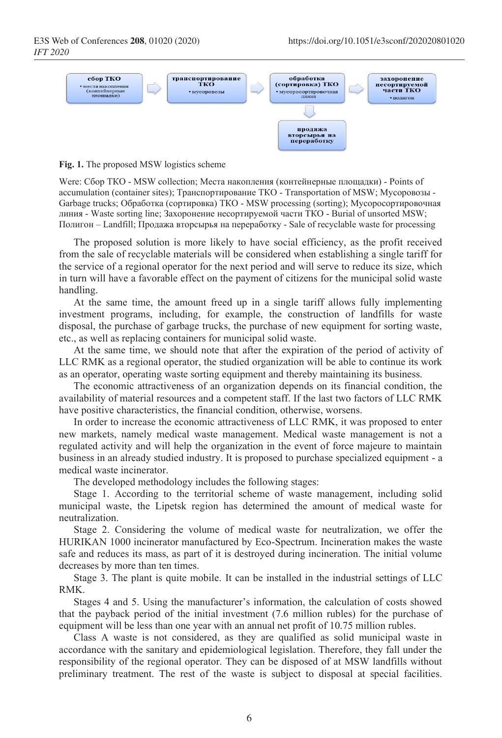**Fig. 1.** The proposed MSW logistics scheme

Were: Сбор ТКО - MSW collection; Места накопления (контейнерные площадки) - Points of accumulation (container sites); Транспортирование ТКО - Transportation of MSW; Мусоровозы - Garbage trucks; Обработка (сортировка) ТКО - MSW processing (sorting); Мусоросортировочная линия - Waste sorting line; Захоронение несортируемой части ТКО - Burial of unsorted MSW; Полигон – Landfill; Продажа вторсырья на переработку - Sale of recyclable waste for processing

The proposed solution is more likely to have social efficiency, as the profit received from the sale of recyclable materials will be considered when establishing a single tariff for the service of a regional operator for the next period and will serve to reduce its size, which in turn will have a favorable effect on the payment of citizens for the municipal solid waste handling.

At the same time, the amount freed up in a single tariff allows fully implementing investment programs, including, for example, the construction of landfills for waste disposal, the purchase of garbage trucks, the purchase of new equipment for sorting waste, etc., as well as replacing containers for municipal solid waste.

At the same time, we should note that after the expiration of the period of activity of LLC RMK as a regional operator, the studied organization will be able to continue its work as an operator, operating waste sorting equipment and thereby maintaining its business.

The economic attractiveness of an organization depends on its financial condition, the availability of material resources and a competent staff. If the last two factors of LLC RMK have positive characteristics, the financial condition, otherwise, worsens.

In order to increase the economic attractiveness of LLC RMK, it was proposed to enter new markets, namely medical waste management. Medical waste management is not a regulated activity and will help the organization in the event of force majeure to maintain business in an already studied industry. It is proposed to purchase specialized equipment - a medical waste incinerator.

The developed methodology includes the following stages:

Stage 1. According to the territorial scheme of waste management, including solid municipal waste, the Lipetsk region has determined the amount of medical waste for neutralization.

Stage 2. Considering the volume of medical waste for neutralization, we offer the HURIKAN 1000 incinerator manufactured by Eco-Spectrum. Incineration makes the waste safe and reduces its mass, as part of it is destroyed during incineration. The initial volume decreases by more than ten times.

Stage 3. The plant is quite mobile. It can be installed in the industrial settings of LLC RMK.

Stages 4 and 5. Using the manufacturer's information, the calculation of costs showed that the payback period of the initial investment (7.6 million rubles) for the purchase of equipment will be less than one year with an annual net profit of 10.75 million rubles.

Class A waste is not considered, as they are qualified as solid municipal waste in accordance with the sanitary and epidemiological legislation. Therefore, they fall under the responsibility of the regional operator. They can be disposed of at MSW landfills without preliminary treatment. The rest of the waste is subject to disposal at special facilities.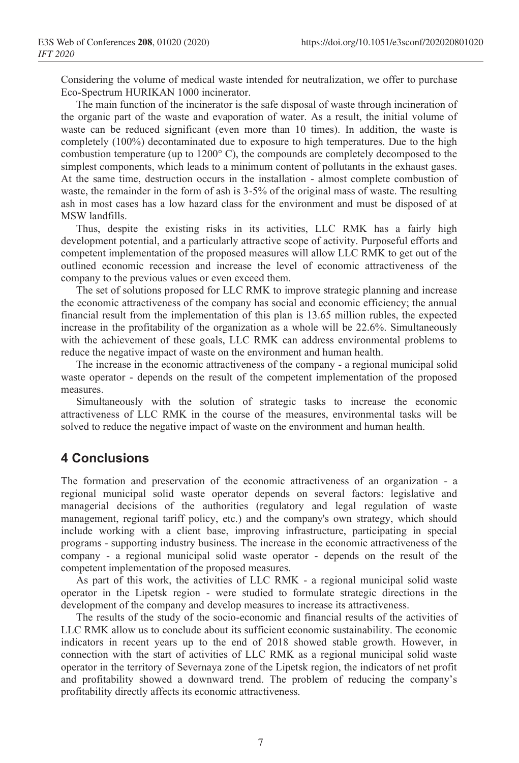Considering the volume of medical waste intended for neutralization, we offer to purchase Eco-Spectrum HURIKAN 1000 incinerator.

The main function of the incinerator is the safe disposal of waste through incineration of the organic part of the waste and evaporation of water. As a result, the initial volume of waste can be reduced significant (even more than 10 times). In addition, the waste is completely (100%) decontaminated due to exposure to high temperatures. Due to the high combustion temperature (up to 1200° C), the compounds are completely decomposed to the simplest components, which leads to a minimum content of pollutants in the exhaust gases. At the same time, destruction occurs in the installation - almost complete combustion of waste, the remainder in the form of ash is 3-5% of the original mass of waste. The resulting ash in most cases has a low hazard class for the environment and must be disposed of at MSW landfills.

Thus, despite the existing risks in its activities, LLC RMK has a fairly high development potential, and a particularly attractive scope of activity. Purposeful efforts and competent implementation of the proposed measures will allow LLC RMK to get out of the outlined economic recession and increase the level of economic attractiveness of the company to the previous values or even exceed them.

The set of solutions proposed for LLC RMK to improve strategic planning and increase the economic attractiveness of the company has social and economic efficiency; the annual financial result from the implementation of this plan is 13.65 million rubles, the expected increase in the profitability of the organization as a whole will be 22.6%. Simultaneously with the achievement of these goals, LLC RMK can address environmental problems to reduce the negative impact of waste on the environment and human health.

The increase in the economic attractiveness of the company - a regional municipal solid waste operator - depends on the result of the competent implementation of the proposed measures.

Simultaneously with the solution of strategic tasks to increase the economic attractiveness of LLC RMK in the course of the measures, environmental tasks will be solved to reduce the negative impact of waste on the environment and human health.

## 4 Conclusions

The formation and preservation of the economic attractiveness of an organization - a regional municipal solid waste operator depends on several factors: legislative and managerial decisions of the authorities (regulatory and legal regulation of waste management, regional tariff policy, etc.) and the company's own strategy, which should include working with a client base, improving infrastructure, participating in special programs - supporting industry business. The increase in the economic attractiveness of the company - a regional municipal solid waste operator - depends on the result of the competent implementation of the proposed measures.

As part of this work, the activities of LLC RMK - a regional municipal solid waste operator in the Lipetsk region - were studied to formulate strategic directions in the development of the company and develop measures to increase its attractiveness.

The results of the study of the socio-economic and financial results of the activities of LLC RMK allow us to conclude about its sufficient economic sustainability. The economic indicators in recent years up to the end of 2018 showed stable growth. However, in connection with the start of activities of LLC RMK as a regional municipal solid waste operator in the territory of Severnaya zone of the Lipetsk region, the indicators of net profit and profitability showed a downward trend. The problem of reducing the company's profitability directly affects its economic attractiveness.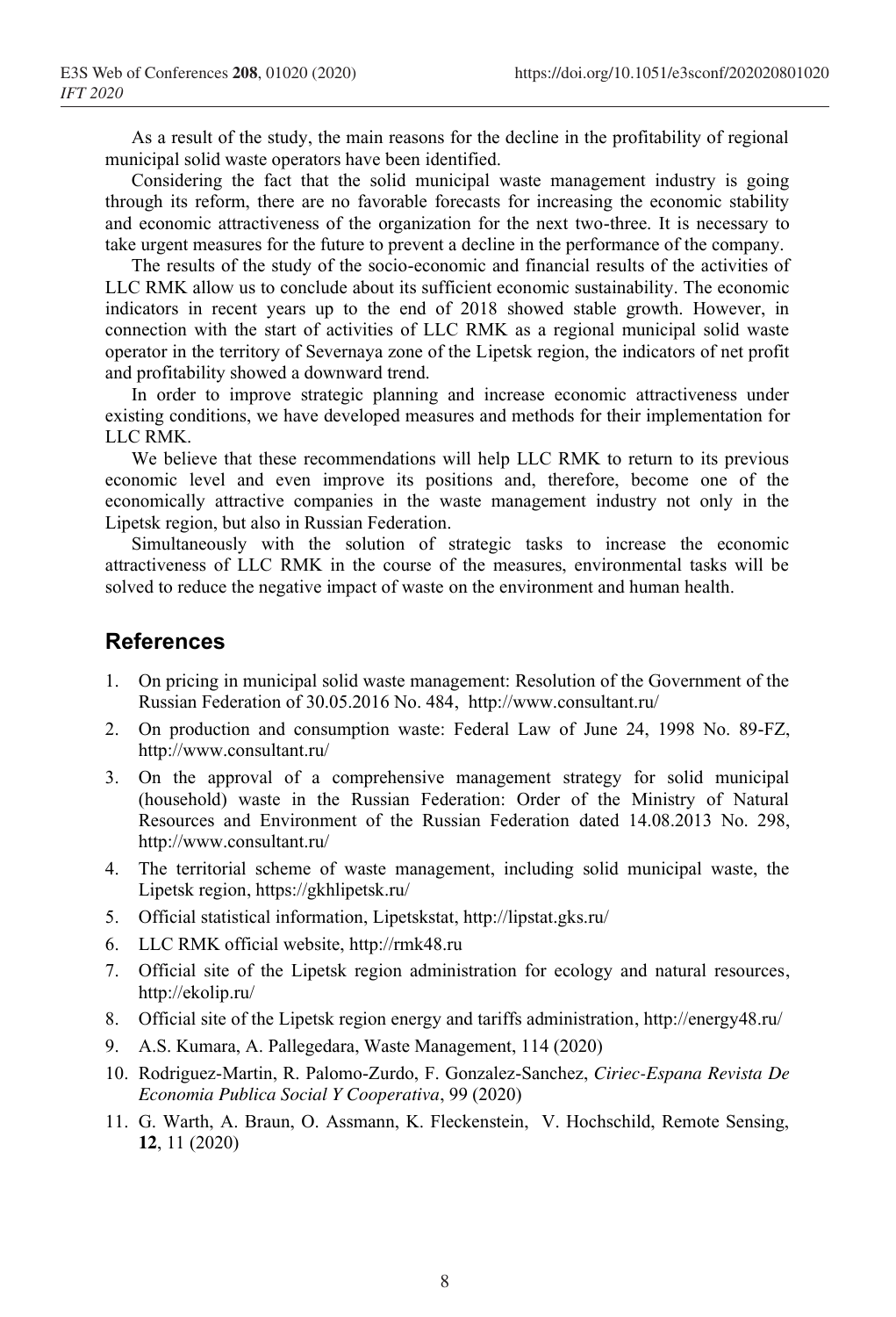As a result of the study, the main reasons for the decline in the profitability of regional municipal solid waste operators have been identified.

Considering the fact that the solid municipal waste management industry is going through its reform, there are no favorable forecasts for increasing the economic stability and economic attractiveness of the organization for the next two-three. It is necessary to take urgent measures for the future to prevent a decline in the performance of the company.

The results of the study of the socio-economic and financial results of the activities of LLC RMK allow us to conclude about its sufficient economic sustainability. The economic indicators in recent years up to the end of 2018 showed stable growth. However, in connection with the start of activities of LLC RMK as a regional municipal solid waste operator in the territory of Severnaya zone of the Lipetsk region, the indicators of net profit and profitability showed a downward trend.

In order to improve strategic planning and increase economic attractiveness under existing conditions, we have developed measures and methods for their implementation for LLC RMK.

We believe that these recommendations will help LLC RMK to return to its previous economic level and even improve its positions and, therefore, become one of the economically attractive companies in the waste management industry not only in the Lipetsk region, but also in Russian Federation.

Simultaneously with the solution of strategic tasks to increase the economic attractiveness of LLC RMK in the course of the measures, environmental tasks will be solved to reduce the negative impact of waste on the environment and human health.

## References

1. On pricing in municipal solid waste management: Resolution of the Government of the Russian Federation of 30.05.2016 No. 484, http://www.consultant.ru/
2. On production and consumption waste: Federal Law of June 24, 1998 No. 89-FZ, http://www.consultant.ru/
3. On the approval of a comprehensive management strategy for solid municipal (household) waste in the Russian Federation: Order of the Ministry of Natural Resources and Environment of the Russian Federation dated 14.08.2013 No. 298, http://www.consultant.ru/
4. The territorial scheme of waste management, including solid municipal waste, the Lipetsk region, https://gkhlipetsk.ru/
5. Official statistical information, Lipetskstat, http://lipstat.gks.ru/
6. LLC RMK official website, http://rmk48.ru
7. Official site of the Lipetsk region administration for ecology and natural resources, http://ekolip.ru/
8. Official site of the Lipetsk region energy and tariffs administration, http://energy48.ru/
9. A.S. Kumara, A. Pallegedara, Waste Management, 114 (2020)
10. Rodriguez-Martin, R. Palomo-Zurdo, F. Gonzalez-Sanchez, *Ciriec-Espana Revista De Economia Publica Social Y Cooperativa*, 99 (2020)
11. G. Warth, A. Braun, O. Assmann, K. Fleckenstein, V. Hochschild, Remote Sensing, **12**, 11 (2020)